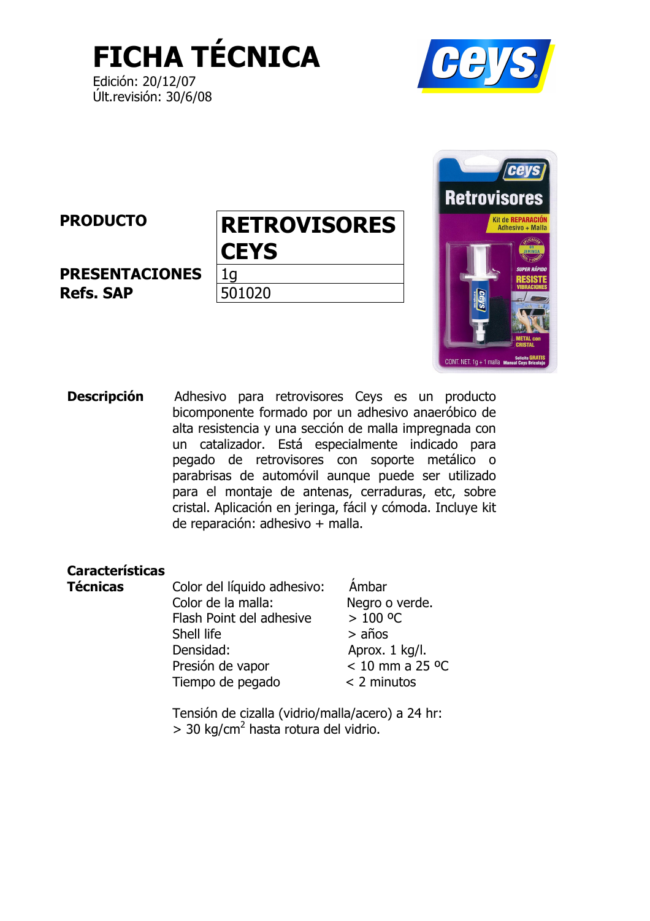# FICHA TÉCNICA

Edición: 20/12/07
Últ.revisión: 30/6/08

| | |
|---|---|
| **PRODUCTO** | **RETROVISORES CEYS** |
| **PRESENTACIONES** | 1g |
| **Refs. SAP** | 501020 |

**Descripción**

Adhesivo para retrovisores Ceys es un producto bicomponente formado por un adhesivo anaeróbico de alta resistencia y una sección de malla impregnada con un catalizador. Está especialmente indicado para pegado de retrovisores con soporte metálico o parabrisas de automóvil aunque puede ser utilizado para el montaje de antenas, cerraduras, etc, sobre cristal. Aplicación en jeringa, fácil y cómoda. Incluye kit de reparación: adhesivo + malla.

**Características Técnicas**

| | |
|---|---|
| Color del líquido adhesivo: | Ámbar |
| Color de la malla: | Negro o verde. |
| Flash Point del adhesive | > 100 ºC |
| Shell life | > años |
| Densidad: | Aprox. 1 kg/l. |
| Presión de vapor | < 10 mm a 25 ºC |
| Tiempo de pegado | < 2 minutos |

Tensión de cizalla (vidrio/malla/acero) a 24 hr:
> 30 $kg/cm^2$ hasta rotura del vidrio.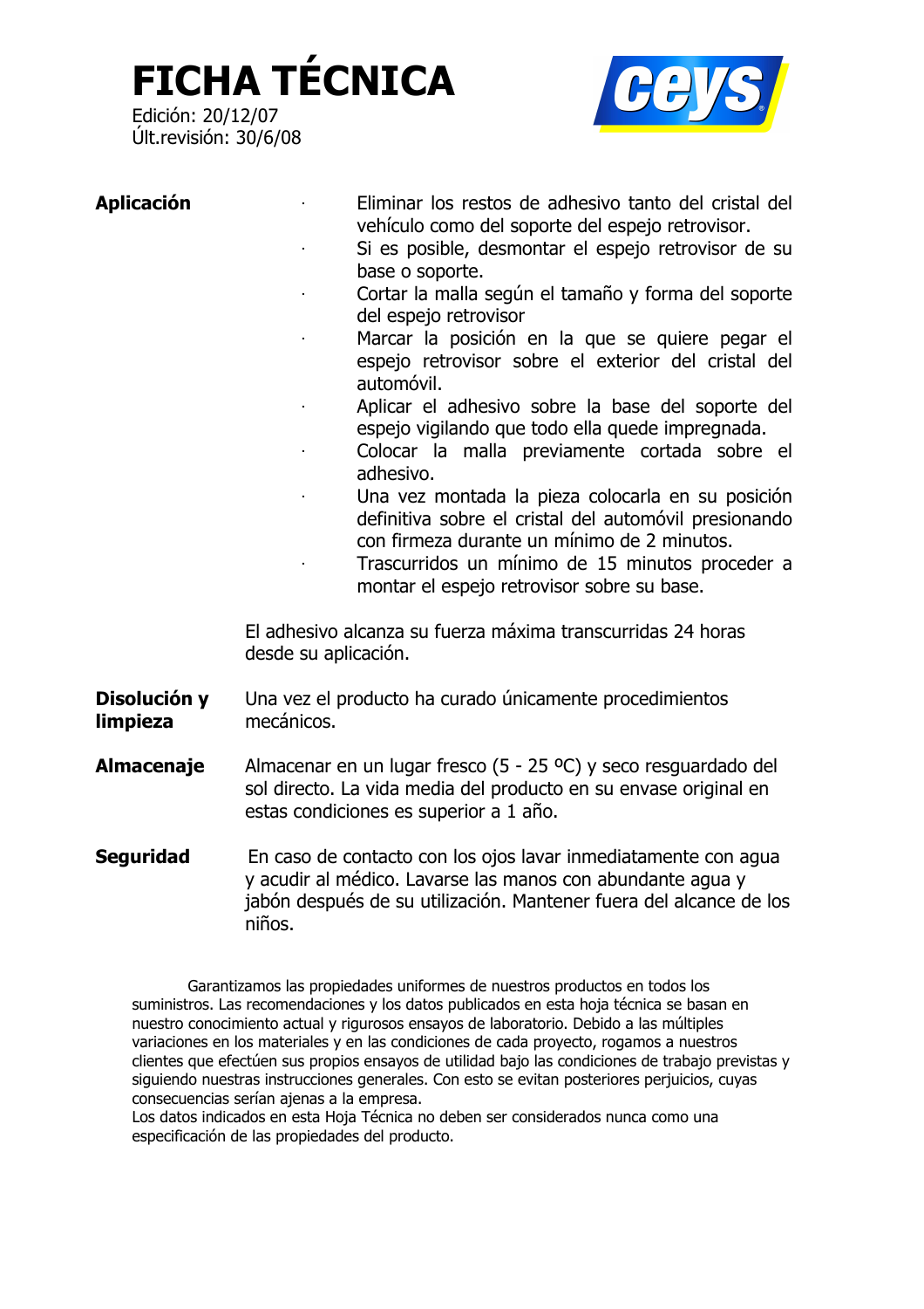# FICHA TÉCNICA

Edición: 20/12/07
Últ.revisión: 30/6/08

**Aplicación**

- Eliminar los restos de adhesivo tanto del cristal del vehículo como del soporte del espejo retrovisor.
- Si es posible, desmontar el espejo retrovisor de su base o soporte.
- Cortar la malla según el tamaño y forma del soporte del espejo retrovisor
- Marcar la posición en la que se quiere pegar el espejo retrovisor sobre el exterior del cristal del automóvil.
- Aplicar el adhesivo sobre la base del soporte del espejo vigilando que todo ella quede impregnada.
- Colocar la malla previamente cortada sobre el adhesivo.
- Una vez montada la pieza colocarla en su posición definitiva sobre el cristal del automóvil presionando con firmeza durante un mínimo de 2 minutos.
- Trascurridos un mínimo de 15 minutos proceder a montar el espejo retrovisor sobre su base.

El adhesivo alcanza su fuerza máxima transcurridas 24 horas desde su aplicación.

**Disolución y limpieza**

Una vez el producto ha curado únicamente procedimientos mecánicos.

**Almacenaje**

Almacenar en un lugar fresco (5 - 25 ºC) y seco resguardado del sol directo. La vida media del producto en su envase original en estas condiciones es superior a 1 año.

**Seguridad**

En caso de contacto con los ojos lavar inmediatamente con agua y acudir al médico. Lavarse las manos con abundante agua y jabón después de su utilización. Mantener fuera del alcance de los niños.

Garantizamos las propiedades uniformes de nuestros productos en todos los suministros. Las recomendaciones y los datos publicados en esta hoja técnica se basan en nuestro conocimiento actual y rigurosos ensayos de laboratorio. Debido a las múltiples variaciones en los materiales y en las condiciones de cada proyecto, rogamos a nuestros clientes que efectúen sus propios ensayos de utilidad bajo las condiciones de trabajo previstas y siguiendo nuestras instrucciones generales. Con esto se evitan posteriores perjuicios, cuyas consecuencias serían ajenas a la empresa.
Los datos indicados en esta Hoja Técnica no deben ser considerados nunca como una especificación de las propiedades del producto.